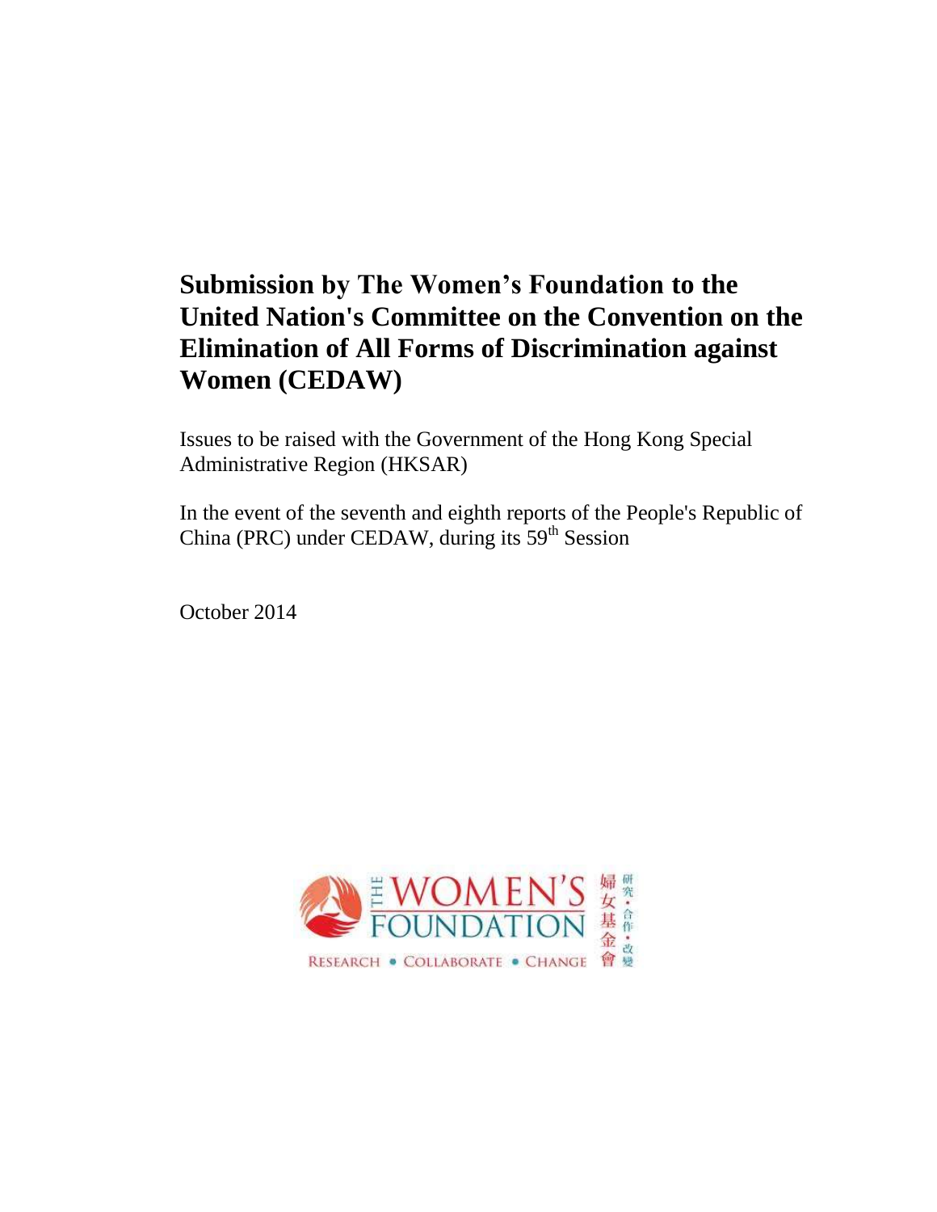# Submission by The Women's Foundation to the United Nation's Committee on the Convention on the Elimination of All Forms of Discrimination against Women (CEDAW)

Issues to be raised with the Government of the Hong Kong Special Administrative Region (HKSAR)

In the event of the seventh and eighth reports of the People's Republic of China (PRC) under CEDAW, during its 59th Session

October 2014

THE WOMEN'S FOUNDATION 婦女基金會

RESEARCH • COLLABORATE • CHANGE 研究・合作・改變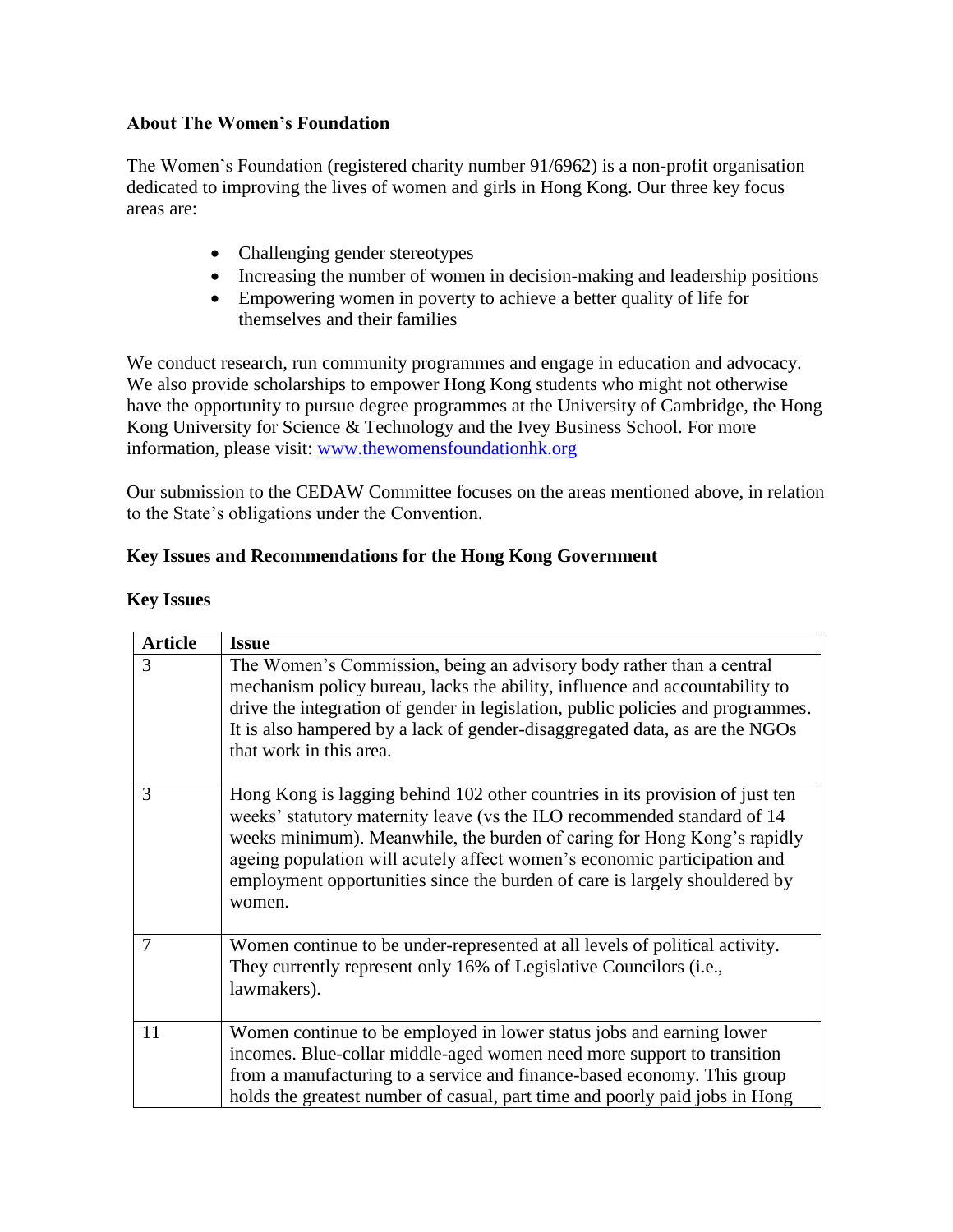**About The Women's Foundation**

The Women's Foundation (registered charity number 91/6962) is a non-profit organisation dedicated to improving the lives of women and girls in Hong Kong. Our three key focus areas are:

- Challenging gender stereotypes
- Increasing the number of women in decision-making and leadership positions
- Empowering women in poverty to achieve a better quality of life for themselves and their families

We conduct research, run community programmes and engage in education and advocacy. We also provide scholarships to empower Hong Kong students who might not otherwise have the opportunity to pursue degree programmes at the University of Cambridge, the Hong Kong University for Science & Technology and the Ivey Business School. For more information, please visit: [www.thewomensfoundationhk.org](http://www.thewomensfoundationhk.org)

Our submission to the CEDAW Committee focuses on the areas mentioned above, in relation to the State's obligations under the Convention.

**Key Issues and Recommendations for the Hong Kong Government**

**Key Issues**

| Article | Issue |
|---|---|
| 3 | The Women's Commission, being an advisory body rather than a central mechanism policy bureau, lacks the ability, influence and accountability to drive the integration of gender in legislation, public policies and programmes. It is also hampered by a lack of gender-disaggregated data, as are the NGOs that work in this area. |
| 3 | Hong Kong is lagging behind 102 other countries in its provision of just ten weeks' statutory maternity leave (vs the ILO recommended standard of 14 weeks minimum). Meanwhile, the burden of caring for Hong Kong's rapidly ageing population will acutely affect women's economic participation and employment opportunities since the burden of care is largely shouldered by women. |
| 7 | Women continue to be under-represented at all levels of political activity. They currently represent only 16% of Legislative Councilors (i.e., lawmakers). |
| 11 | Women continue to be employed in lower status jobs and earning lower incomes. Blue-collar middle-aged women need more support to transition from a manufacturing to a service and finance-based economy. This group holds the greatest number of casual, part time and poorly paid jobs in Hong |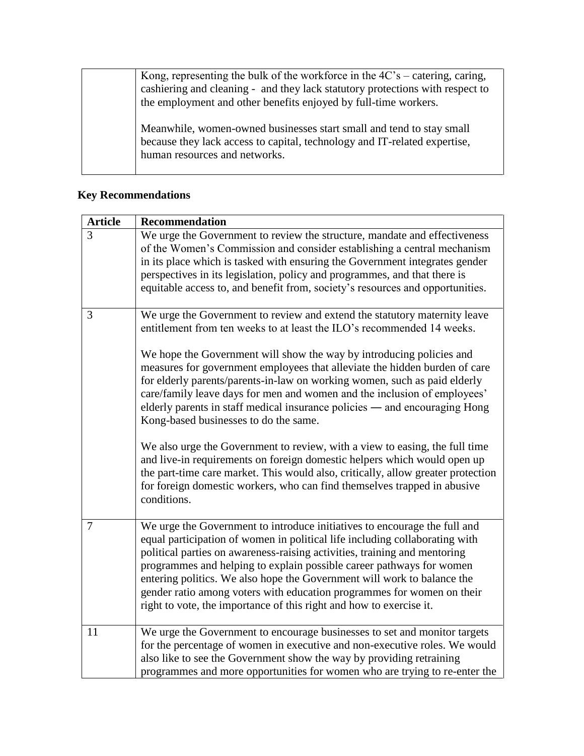| | |
|---|---|
| | Kong, representing the bulk of the workforce in the 4C's – catering, caring, cashiering and cleaning - and they lack statutory protections with respect to the employment and other benefits enjoyed by full-time workers.<br><br>Meanwhile, women-owned businesses start small and tend to stay small because they lack access to capital, technology and IT-related expertise, human resources and networks. |

## Key Recommendations

| Article | Recommendation |
|---|---|
| 3 | We urge the Government to review the structure, mandate and effectiveness of the Women's Commission and consider establishing a central mechanism in its place which is tasked with ensuring the Government integrates gender perspectives in its legislation, policy and programmes, and that there is equitable access to, and benefit from, society's resources and opportunities. |
| 3 | We urge the Government to review and extend the statutory maternity leave entitlement from ten weeks to at least the ILO's recommended 14 weeks.<br><br>We hope the Government will show the way by introducing policies and measures for government employees that alleviate the hidden burden of care for elderly parents/parents-in-law on working women, such as paid elderly care/family leave days for men and women and the inclusion of employees' elderly parents in staff medical insurance policies — and encouraging Hong Kong-based businesses to do the same.<br><br>We also urge the Government to review, with a view to easing, the full time and live-in requirements on foreign domestic helpers which would open up the part-time care market. This would also, critically, allow greater protection for foreign domestic workers, who can find themselves trapped in abusive conditions. |
| 7 | We urge the Government to introduce initiatives to encourage the full and equal participation of women in political life including collaborating with political parties on awareness-raising activities, training and mentoring programmes and helping to explain possible career pathways for women entering politics. We also hope the Government will work to balance the gender ratio among voters with education programmes for women on their right to vote, the importance of this right and how to exercise it. |
| 11 | We urge the Government to encourage businesses to set and monitor targets for the percentage of women in executive and non-executive roles. We would also like to see the Government show the way by providing retraining programmes and more opportunities for women who are trying to re-enter the |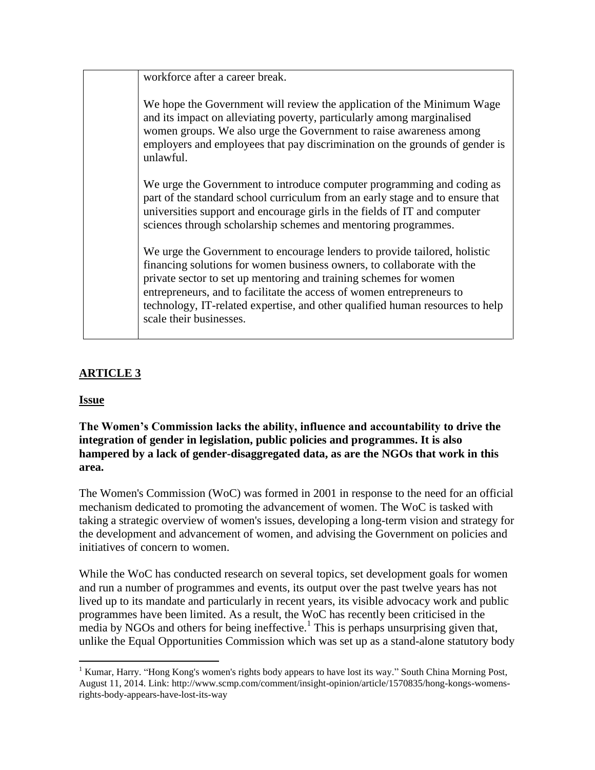| | workforce after a career break.<br><br>We hope the Government will review the application of the Minimum Wage and its impact on alleviating poverty, particularly among marginalised women groups. We also urge the Government to raise awareness among employers and employees that pay discrimination on the grounds of gender is unlawful.<br><br>We urge the Government to introduce computer programming and coding as part of the standard school curriculum from an early stage and to ensure that universities support and encourage girls in the fields of IT and computer sciences through scholarship schemes and mentoring programmes.<br><br>We urge the Government to encourage lenders to provide tailored, holistic financing solutions for women business owners, to collaborate with the private sector to set up mentoring and training schemes for women entrepreneurs, and to facilitate the access of women entrepreneurs to technology, IT-related expertise, and other qualified human resources to help scale their businesses. |
|---|---|

## ARTICLE 3

### Issue

**The Women's Commission lacks the ability, influence and accountability to drive the integration of gender in legislation, public policies and programmes. It is also hampered by a lack of gender-disaggregated data, as are the NGOs that work in this area.**

The Women's Commission (WoC) was formed in 2001 in response to the need for an official mechanism dedicated to promoting the advancement of women. The WoC is tasked with taking a strategic overview of women's issues, developing a long-term vision and strategy for the development and advancement of women, and advising the Government on policies and initiatives of concern to women.

While the WoC has conducted research on several topics, set development goals for women and run a number of programmes and events, its output over the past twelve years has not lived up to its mandate and particularly in recent years, its visible advocacy work and public programmes have been limited. As a result, the WoC has recently been criticised in the media by NGOs and others for being ineffective.[1] This is perhaps unsurprising given that, unlike the Equal Opportunities Commission which was set up as a stand-alone statutory body

[1] Kumar, Harry. "Hong Kong's women's rights body appears to have lost its way." South China Morning Post, August 11, 2014. Link: http://www.scmp.com/comment/insight-opinion/article/1570835/hong-kongs-womens-rights-body-appears-have-lost-its-way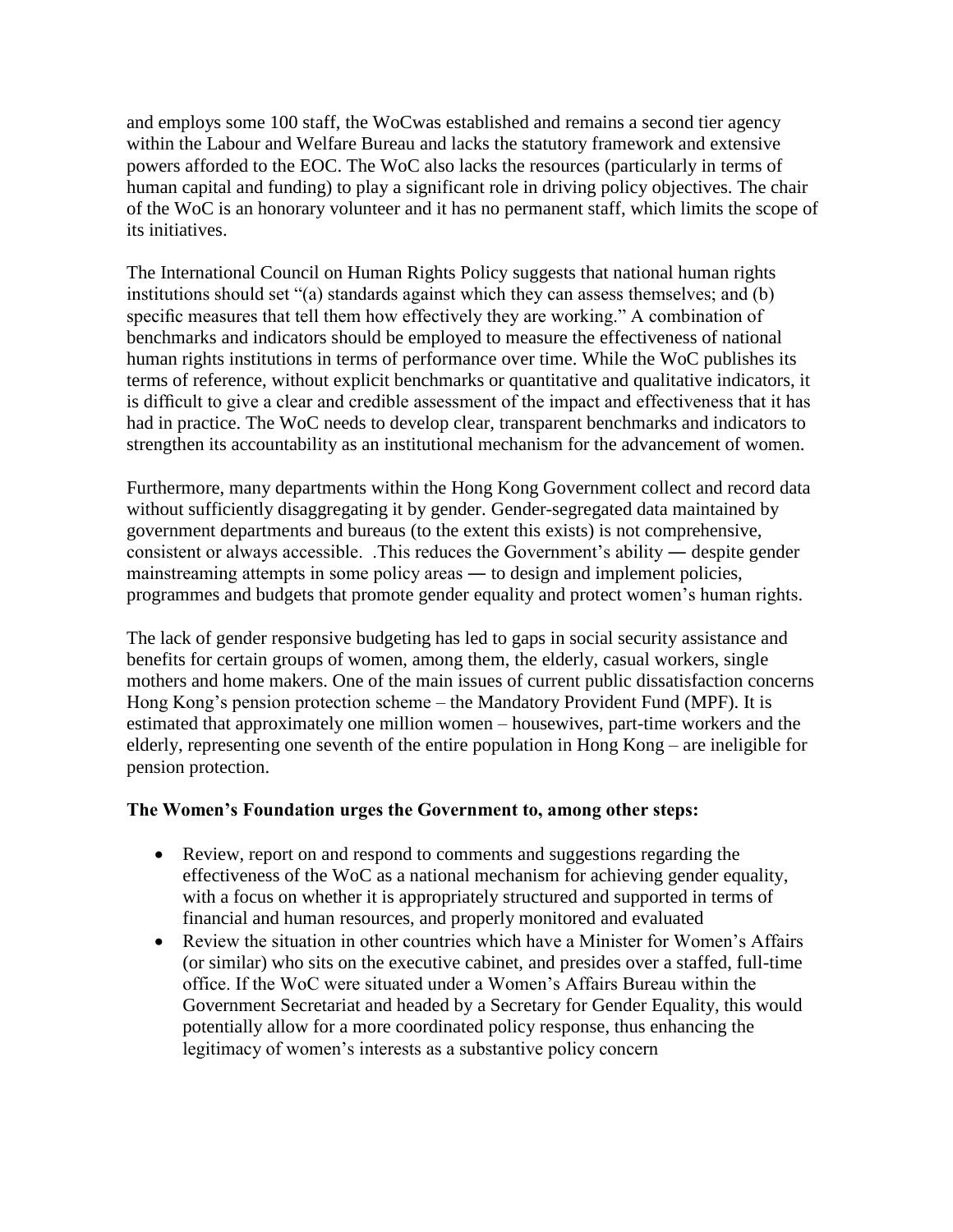and employs some 100 staff, the WoCwas established and remains a second tier agency within the Labour and Welfare Bureau and lacks the statutory framework and extensive powers afforded to the EOC. The WoC also lacks the resources (particularly in terms of human capital and funding) to play a significant role in driving policy objectives. The chair of the WoC is an honorary volunteer and it has no permanent staff, which limits the scope of its initiatives.

The International Council on Human Rights Policy suggests that national human rights institutions should set "(a) standards against which they can assess themselves; and (b) specific measures that tell them how effectively they are working." A combination of benchmarks and indicators should be employed to measure the effectiveness of national human rights institutions in terms of performance over time. While the WoC publishes its terms of reference, without explicit benchmarks or quantitative and qualitative indicators, it is difficult to give a clear and credible assessment of the impact and effectiveness that it has had in practice. The WoC needs to develop clear, transparent benchmarks and indicators to strengthen its accountability as an institutional mechanism for the advancement of women.

Furthermore, many departments within the Hong Kong Government collect and record data without sufficiently disaggregating it by gender. Gender-segregated data maintained by government departments and bureaus (to the extent this exists) is not comprehensive, consistent or always accessible. .This reduces the Government's ability ― despite gender mainstreaming attempts in some policy areas ― to design and implement policies, programmes and budgets that promote gender equality and protect women's human rights.

The lack of gender responsive budgeting has led to gaps in social security assistance and benefits for certain groups of women, among them, the elderly, casual workers, single mothers and home makers. One of the main issues of current public dissatisfaction concerns Hong Kong's pension protection scheme – the Mandatory Provident Fund (MPF). It is estimated that approximately one million women – housewives, part-time workers and the elderly, representing one seventh of the entire population in Hong Kong – are ineligible for pension protection.

**The Women's Foundation urges the Government to, among other steps:**

- Review, report on and respond to comments and suggestions regarding the effectiveness of the WoC as a national mechanism for achieving gender equality, with a focus on whether it is appropriately structured and supported in terms of financial and human resources, and properly monitored and evaluated
- Review the situation in other countries which have a Minister for Women's Affairs (or similar) who sits on the executive cabinet, and presides over a staffed, full-time office. If the WoC were situated under a Women's Affairs Bureau within the Government Secretariat and headed by a Secretary for Gender Equality, this would potentially allow for a more coordinated policy response, thus enhancing the legitimacy of women's interests as a substantive policy concern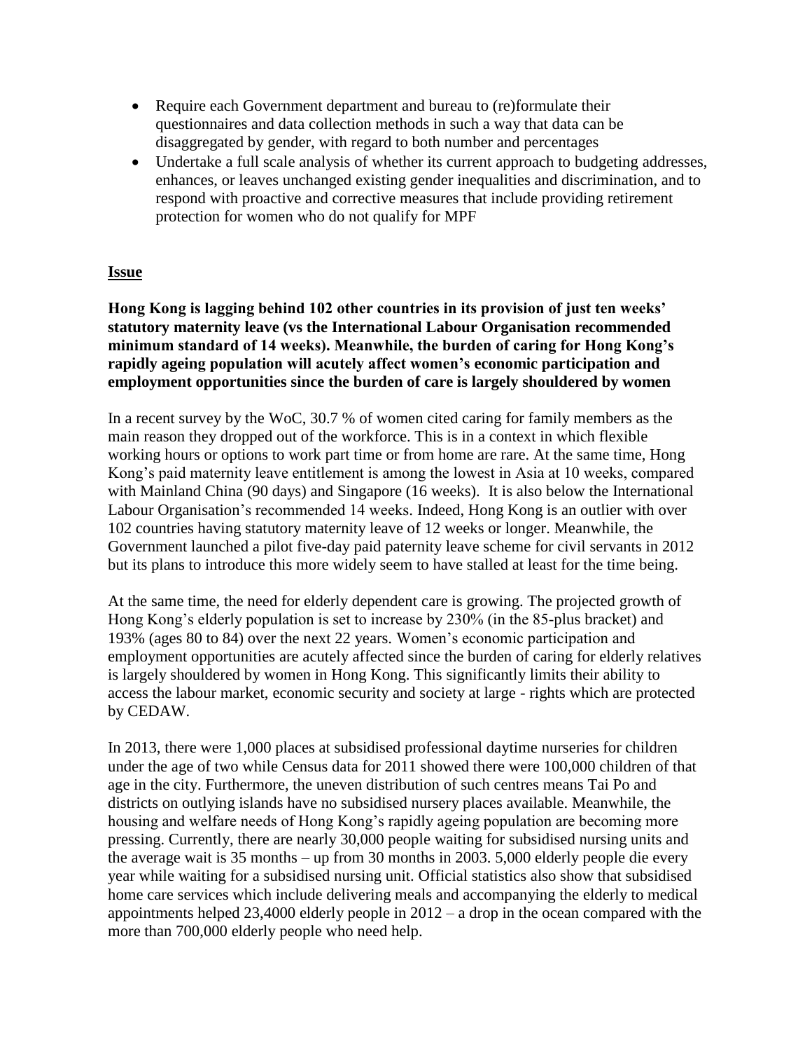- Require each Government department and bureau to (re)formulate their questionnaires and data collection methods in such a way that data can be disaggregated by gender, with regard to both number and percentages
- Undertake a full scale analysis of whether its current approach to budgeting addresses, enhances, or leaves unchanged existing gender inequalities and discrimination, and to respond with proactive and corrective measures that include providing retirement protection for women who do not qualify for MPF

**Issue**

**Hong Kong is lagging behind 102 other countries in its provision of just ten weeks' statutory maternity leave (vs the International Labour Organisation recommended minimum standard of 14 weeks). Meanwhile, the burden of caring for Hong Kong's rapidly ageing population will acutely affect women's economic participation and employment opportunities since the burden of care is largely shouldered by women**

In a recent survey by the WoC, 30.7 % of women cited caring for family members as the main reason they dropped out of the workforce. This is in a context in which flexible working hours or options to work part time or from home are rare. At the same time, Hong Kong's paid maternity leave entitlement is among the lowest in Asia at 10 weeks, compared with Mainland China (90 days) and Singapore (16 weeks). It is also below the International Labour Organisation's recommended 14 weeks. Indeed, Hong Kong is an outlier with over 102 countries having statutory maternity leave of 12 weeks or longer. Meanwhile, the Government launched a pilot five-day paid paternity leave scheme for civil servants in 2012 but its plans to introduce this more widely seem to have stalled at least for the time being.

At the same time, the need for elderly dependent care is growing. The projected growth of Hong Kong's elderly population is set to increase by 230% (in the 85-plus bracket) and 193% (ages 80 to 84) over the next 22 years. Women's economic participation and employment opportunities are acutely affected since the burden of caring for elderly relatives is largely shouldered by women in Hong Kong. This significantly limits their ability to access the labour market, economic security and society at large - rights which are protected by CEDAW.

In 2013, there were 1,000 places at subsidised professional daytime nurseries for children under the age of two while Census data for 2011 showed there were 100,000 children of that age in the city. Furthermore, the uneven distribution of such centres means Tai Po and districts on outlying islands have no subsidised nursery places available. Meanwhile, the housing and welfare needs of Hong Kong's rapidly ageing population are becoming more pressing. Currently, there are nearly 30,000 people waiting for subsidised nursing units and the average wait is 35 months – up from 30 months in 2003. 5,000 elderly people die every year while waiting for a subsidised nursing unit. Official statistics also show that subsidised home care services which include delivering meals and accompanying the elderly to medical appointments helped 23,4000 elderly people in 2012 – a drop in the ocean compared with the more than 700,000 elderly people who need help.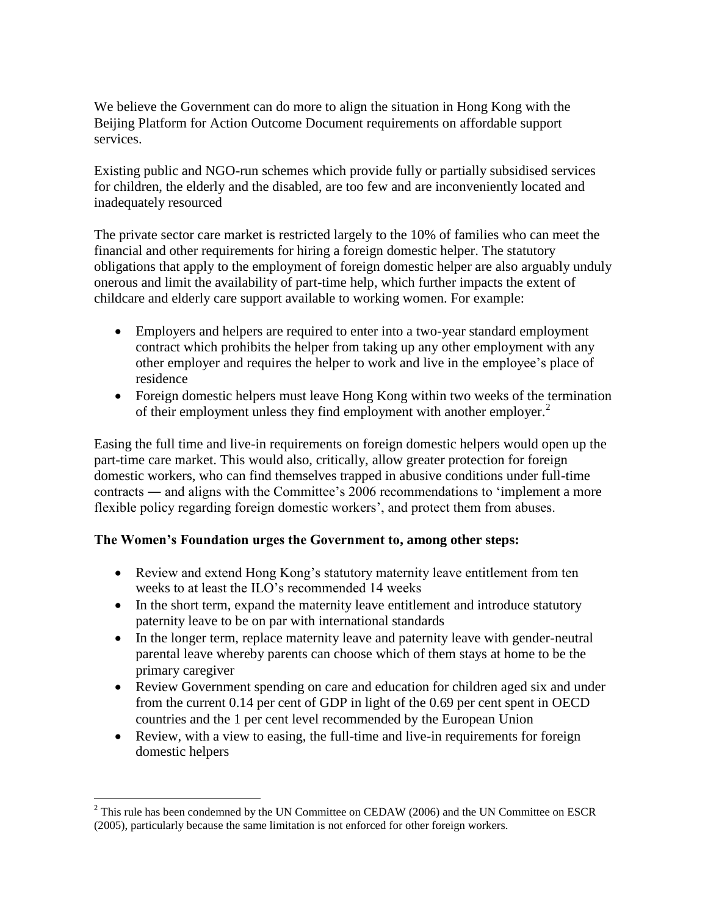We believe the Government can do more to align the situation in Hong Kong with the Beijing Platform for Action Outcome Document requirements on affordable support services.

Existing public and NGO-run schemes which provide fully or partially subsidised services for children, the elderly and the disabled, are too few and are inconveniently located and inadequately resourced

The private sector care market is restricted largely to the 10% of families who can meet the financial and other requirements for hiring a foreign domestic helper. The statutory obligations that apply to the employment of foreign domestic helper are also arguably unduly onerous and limit the availability of part-time help, which further impacts the extent of childcare and elderly care support available to working women. For example:

- Employers and helpers are required to enter into a two-year standard employment contract which prohibits the helper from taking up any other employment with any other employer and requires the helper to work and live in the employee's place of residence
- Foreign domestic helpers must leave Hong Kong within two weeks of the termination of their employment unless they find employment with another employer.[2]

Easing the full time and live-in requirements on foreign domestic helpers would open up the part-time care market. This would also, critically, allow greater protection for foreign domestic workers, who can find themselves trapped in abusive conditions under full-time contracts ― and aligns with the Committee's 2006 recommendations to 'implement a more flexible policy regarding foreign domestic workers', and protect them from abuses.

**The Women's Foundation urges the Government to, among other steps:**

- Review and extend Hong Kong's statutory maternity leave entitlement from ten weeks to at least the ILO's recommended 14 weeks
- In the short term, expand the maternity leave entitlement and introduce statutory paternity leave to be on par with international standards
- In the longer term, replace maternity leave and paternity leave with gender-neutral parental leave whereby parents can choose which of them stays at home to be the primary caregiver
- Review Government spending on care and education for children aged six and under from the current 0.14 per cent of GDP in light of the 0.69 per cent spent in OECD countries and the 1 per cent level recommended by the European Union
- Review, with a view to easing, the full-time and live-in requirements for foreign domestic helpers

[2] This rule has been condemned by the UN Committee on CEDAW (2006) and the UN Committee on ESCR (2005), particularly because the same limitation is not enforced for other foreign workers.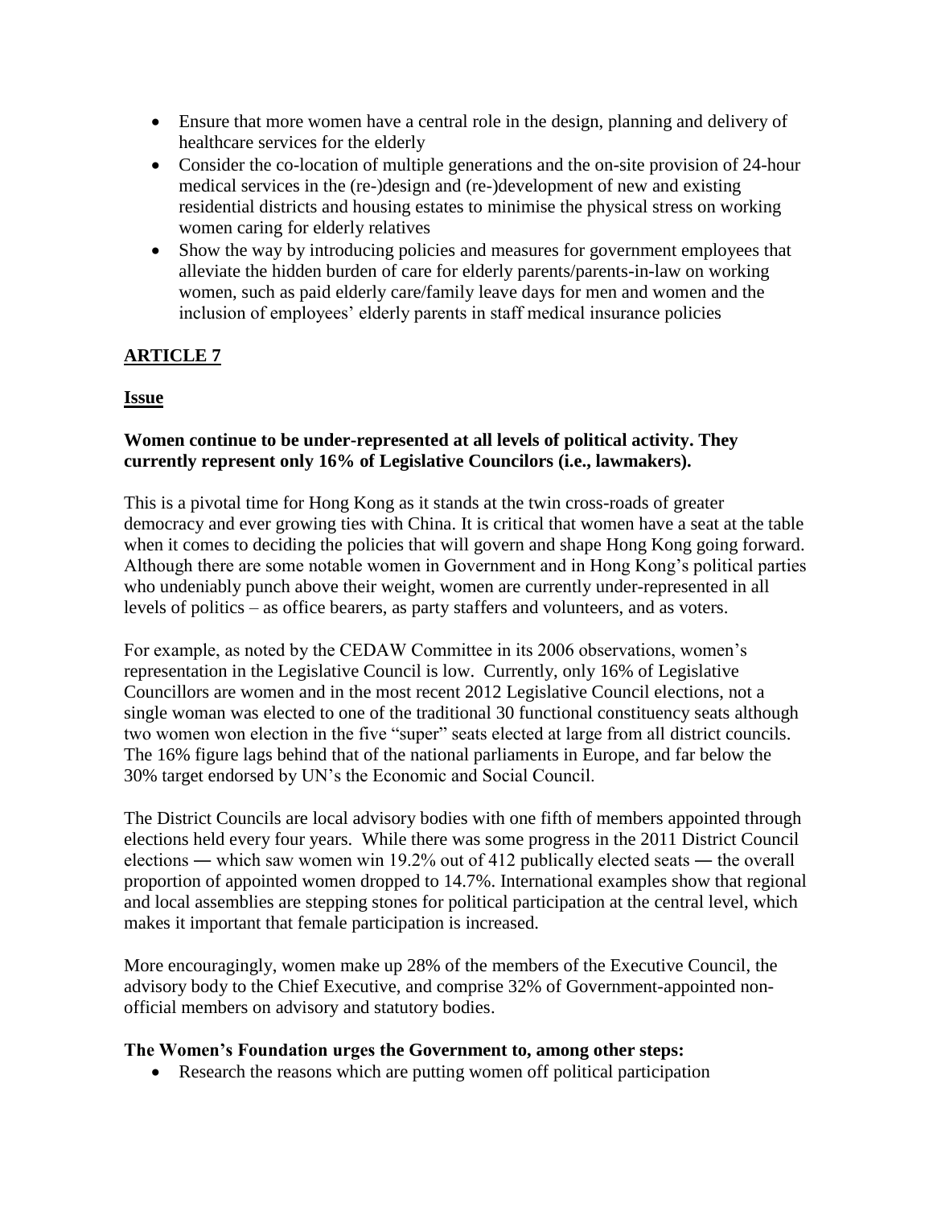- Ensure that more women have a central role in the design, planning and delivery of healthcare services for the elderly
- Consider the co-location of multiple generations and the on-site provision of 24-hour medical services in the (re-)design and (re-)development of new and existing residential districts and housing estates to minimise the physical stress on working women caring for elderly relatives
- Show the way by introducing policies and measures for government employees that alleviate the hidden burden of care for elderly parents/parents-in-law on working women, such as paid elderly care/family leave days for men and women and the inclusion of employees' elderly parents in staff medical insurance policies

## ARTICLE 7

### Issue

**Women continue to be under-represented at all levels of political activity. They currently represent only 16% of Legislative Councilors (i.e., lawmakers).**

This is a pivotal time for Hong Kong as it stands at the twin cross-roads of greater democracy and ever growing ties with China. It is critical that women have a seat at the table when it comes to deciding the policies that will govern and shape Hong Kong going forward. Although there are some notable women in Government and in Hong Kong's political parties who undeniably punch above their weight, women are currently under-represented in all levels of politics – as office bearers, as party staffers and volunteers, and as voters.

For example, as noted by the CEDAW Committee in its 2006 observations, women's representation in the Legislative Council is low. Currently, only 16% of Legislative Councillors are women and in the most recent 2012 Legislative Council elections, not a single woman was elected to one of the traditional 30 functional constituency seats although two women won election in the five "super" seats elected at large from all district councils. The 16% figure lags behind that of the national parliaments in Europe, and far below the 30% target endorsed by UN's the Economic and Social Council.

The District Councils are local advisory bodies with one fifth of members appointed through elections held every four years. While there was some progress in the 2011 District Council elections ― which saw women win 19.2% out of 412 publically elected seats ― the overall proportion of appointed women dropped to 14.7%. International examples show that regional and local assemblies are stepping stones for political participation at the central level, which makes it important that female participation is increased.

More encouragingly, women make up 28% of the members of the Executive Council, the advisory body to the Chief Executive, and comprise 32% of Government-appointed non-official members on advisory and statutory bodies.

**The Women's Foundation urges the Government to, among other steps:**

- Research the reasons which are putting women off political participation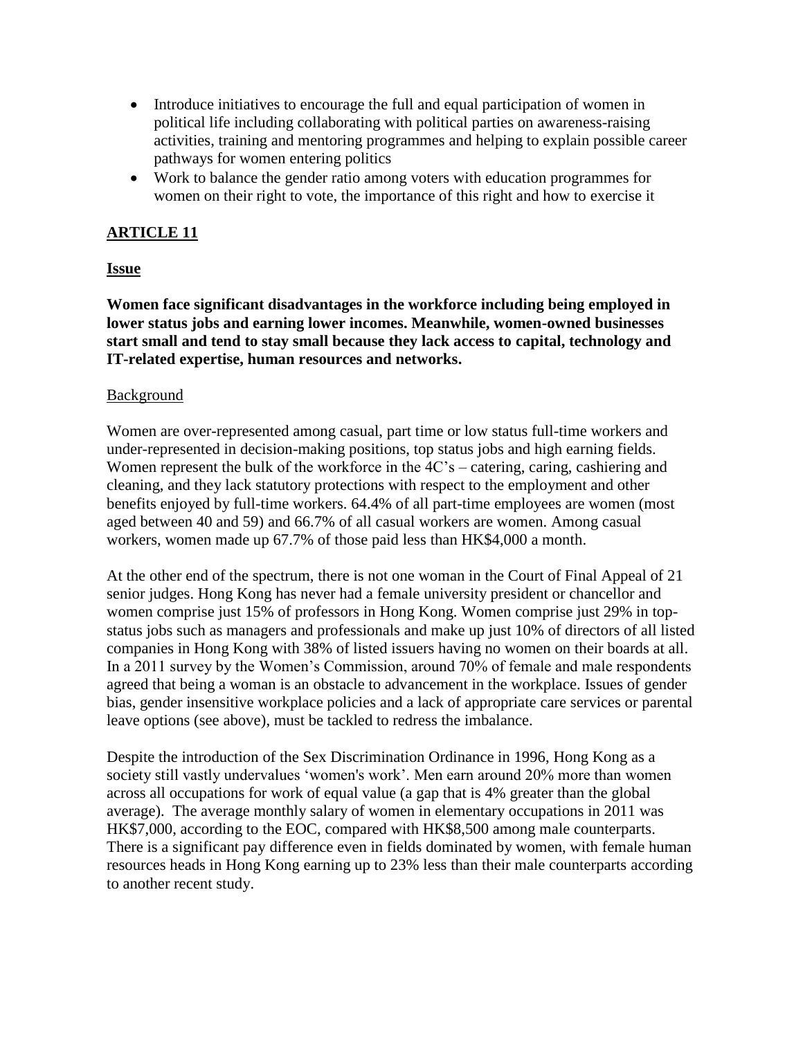- Introduce initiatives to encourage the full and equal participation of women in political life including collaborating with political parties on awareness-raising activities, training and mentoring programmes and helping to explain possible career pathways for women entering politics
- Work to balance the gender ratio among voters with education programmes for women on their right to vote, the importance of this right and how to exercise it

## ARTICLE 11

### Issue

**Women face significant disadvantages in the workforce including being employed in lower status jobs and earning lower incomes. Meanwhile, women-owned businesses start small and tend to stay small because they lack access to capital, technology and IT-related expertise, human resources and networks.**

#### Background

Women are over-represented among casual, part time or low status full-time workers and under-represented in decision-making positions, top status jobs and high earning fields. Women represent the bulk of the workforce in the 4C's – catering, caring, cashiering and cleaning, and they lack statutory protections with respect to the employment and other benefits enjoyed by full-time workers. 64.4% of all part-time employees are women (most aged between 40 and 59) and 66.7% of all casual workers are women. Among casual workers, women made up 67.7% of those paid less than HK$4,000 a month.

At the other end of the spectrum, there is not one woman in the Court of Final Appeal of 21 senior judges. Hong Kong has never had a female university president or chancellor and women comprise just 15% of professors in Hong Kong. Women comprise just 29% in top-status jobs such as managers and professionals and make up just 10% of directors of all listed companies in Hong Kong with 38% of listed issuers having no women on their boards at all. In a 2011 survey by the Women's Commission, around 70% of female and male respondents agreed that being a woman is an obstacle to advancement in the workplace. Issues of gender bias, gender insensitive workplace policies and a lack of appropriate care services or parental leave options (see above), must be tackled to redress the imbalance.

Despite the introduction of the Sex Discrimination Ordinance in 1996, Hong Kong as a society still vastly undervalues 'women's work'. Men earn around 20% more than women across all occupations for work of equal value (a gap that is 4% greater than the global average). The average monthly salary of women in elementary occupations in 2011 was HK$7,000, according to the EOC, compared with HK$8,500 among male counterparts. There is a significant pay difference even in fields dominated by women, with female human resources heads in Hong Kong earning up to 23% less than their male counterparts according to another recent study.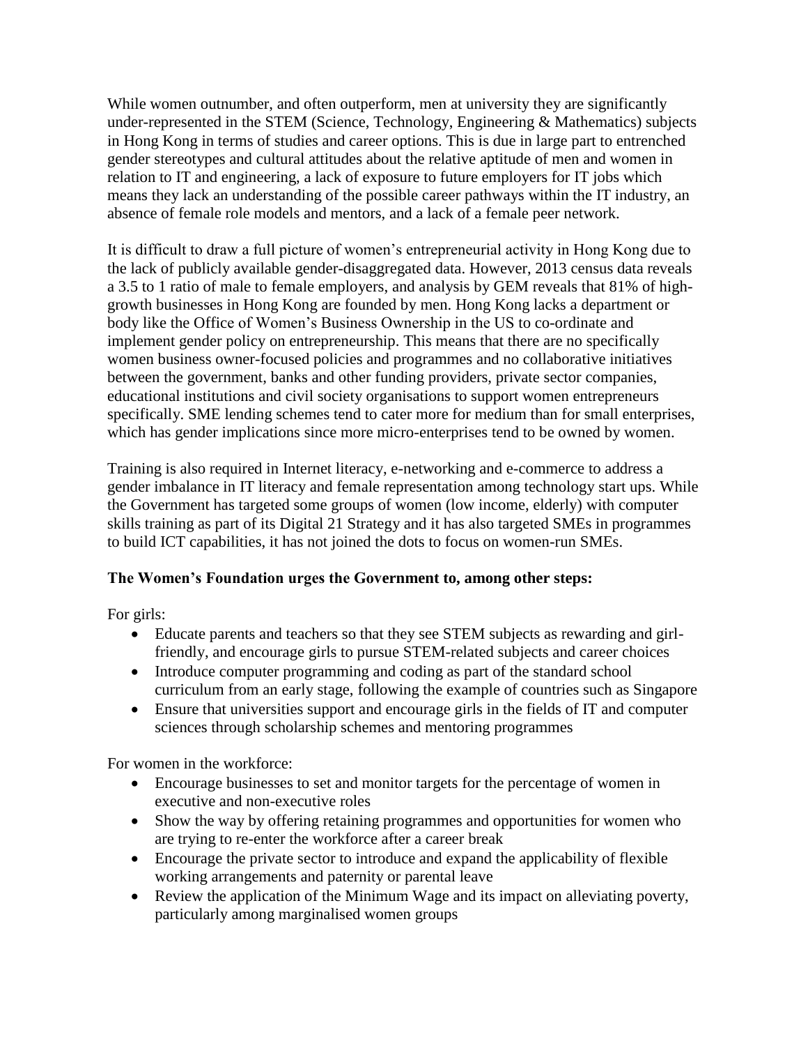While women outnumber, and often outperform, men at university they are significantly under-represented in the STEM (Science, Technology, Engineering & Mathematics) subjects in Hong Kong in terms of studies and career options. This is due in large part to entrenched gender stereotypes and cultural attitudes about the relative aptitude of men and women in relation to IT and engineering, a lack of exposure to future employers for IT jobs which means they lack an understanding of the possible career pathways within the IT industry, an absence of female role models and mentors, and a lack of a female peer network.

It is difficult to draw a full picture of women's entrepreneurial activity in Hong Kong due to the lack of publicly available gender-disaggregated data. However, 2013 census data reveals a 3.5 to 1 ratio of male to female employers, and analysis by GEM reveals that 81% of high-growth businesses in Hong Kong are founded by men. Hong Kong lacks a department or body like the Office of Women's Business Ownership in the US to co-ordinate and implement gender policy on entrepreneurship. This means that there are no specifically women business owner-focused policies and programmes and no collaborative initiatives between the government, banks and other funding providers, private sector companies, educational institutions and civil society organisations to support women entrepreneurs specifically. SME lending schemes tend to cater more for medium than for small enterprises, which has gender implications since more micro-enterprises tend to be owned by women.

Training is also required in Internet literacy, e-networking and e-commerce to address a gender imbalance in IT literacy and female representation among technology start ups. While the Government has targeted some groups of women (low income, elderly) with computer skills training as part of its Digital 21 Strategy and it has also targeted SMEs in programmes to build ICT capabilities, it has not joined the dots to focus on women-run SMEs.

**The Women's Foundation urges the Government to, among other steps:**

For girls:

- Educate parents and teachers so that they see STEM subjects as rewarding and girl-friendly, and encourage girls to pursue STEM-related subjects and career choices
- Introduce computer programming and coding as part of the standard school curriculum from an early stage, following the example of countries such as Singapore
- Ensure that universities support and encourage girls in the fields of IT and computer sciences through scholarship schemes and mentoring programmes

For women in the workforce:

- Encourage businesses to set and monitor targets for the percentage of women in executive and non-executive roles
- Show the way by offering retaining programmes and opportunities for women who are trying to re-enter the workforce after a career break
- Encourage the private sector to introduce and expand the applicability of flexible working arrangements and paternity or parental leave
- Review the application of the Minimum Wage and its impact on alleviating poverty, particularly among marginalised women groups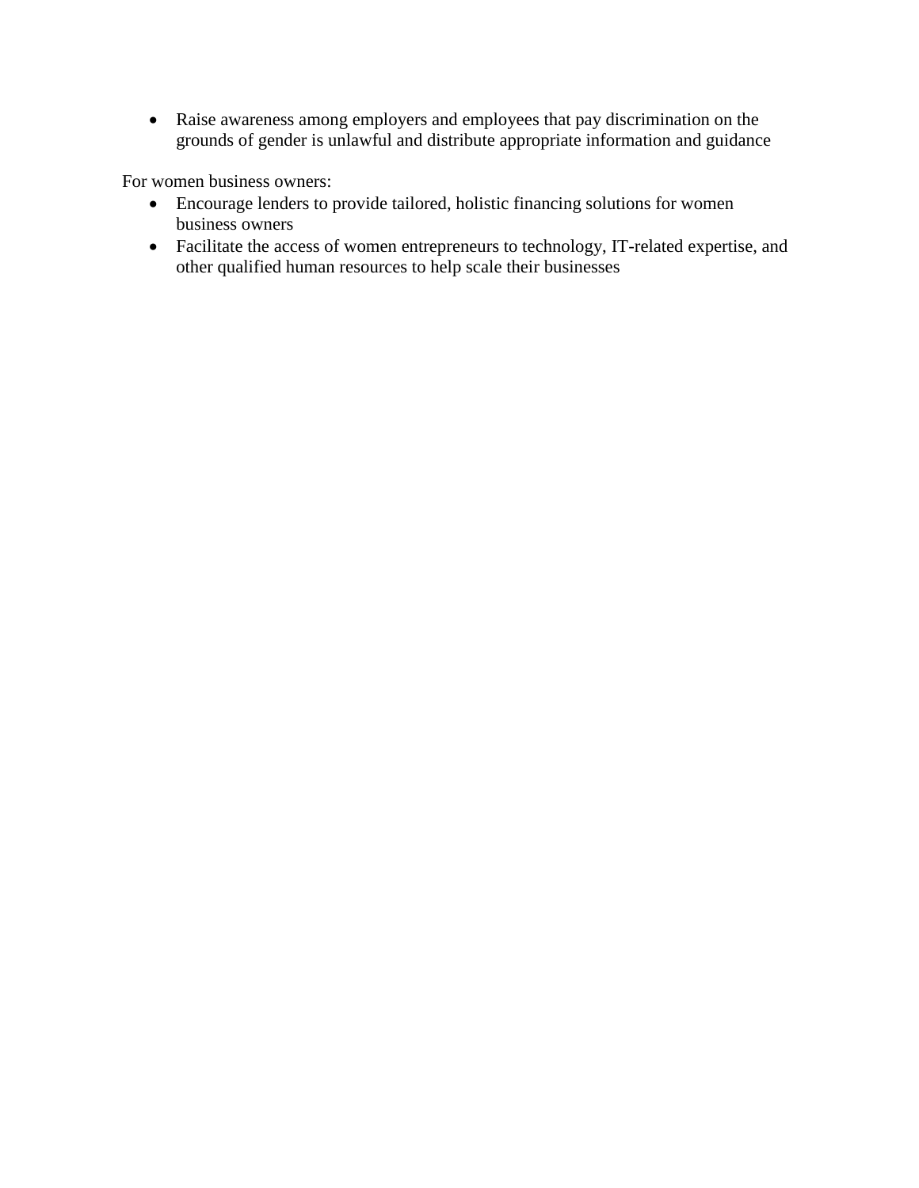- Raise awareness among employers and employees that pay discrimination on the grounds of gender is unlawful and distribute appropriate information and guidance

For women business owners:

- Encourage lenders to provide tailored, holistic financing solutions for women business owners
- Facilitate the access of women entrepreneurs to technology, IT-related expertise, and other qualified human resources to help scale their businesses